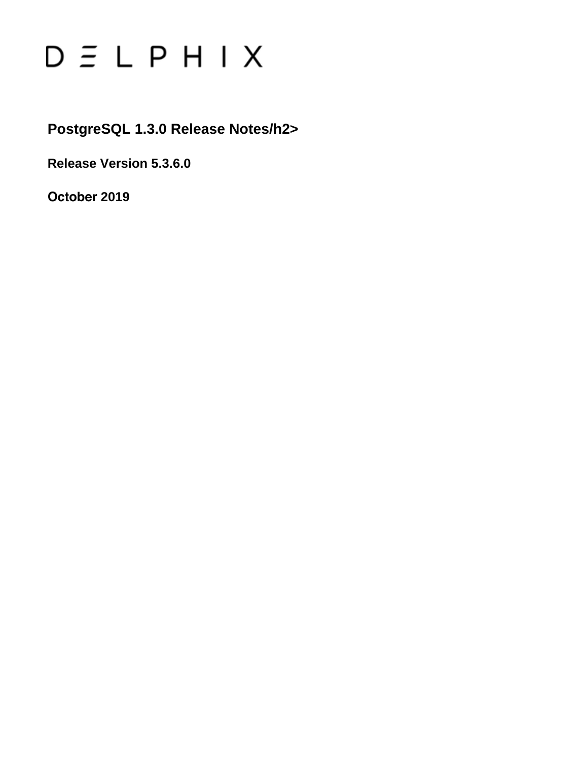# DELPHIX

## PostgreSQL 1.3.0 Release Notes/h2>

**Release Version 5.3.6.0**

**October 2019**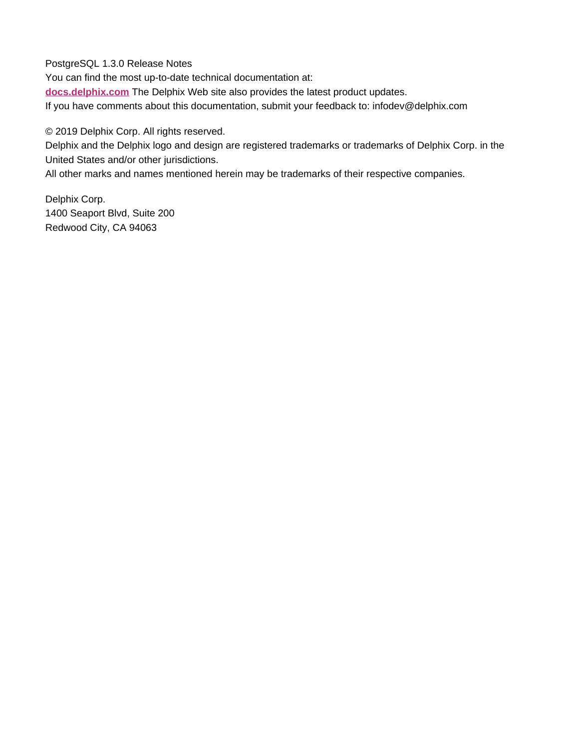PostgreSQL 1.3.0 Release Notes

You can find the most up-to-date technical documentation at:

**[docs.delphix.com](docs.delphix.com)** The Delphix Web site also provides the latest product updates.

If you have comments about this documentation, submit your feedback to: infodev@delphix.com

© 2019 Delphix Corp. All rights reserved.

Delphix and the Delphix logo and design are registered trademarks or trademarks of Delphix Corp. in the United States and/or other jurisdictions.

All other marks and names mentioned herein may be trademarks of their respective companies.

Delphix Corp.

1400 Seaport Blvd, Suite 200

Redwood City, CA 94063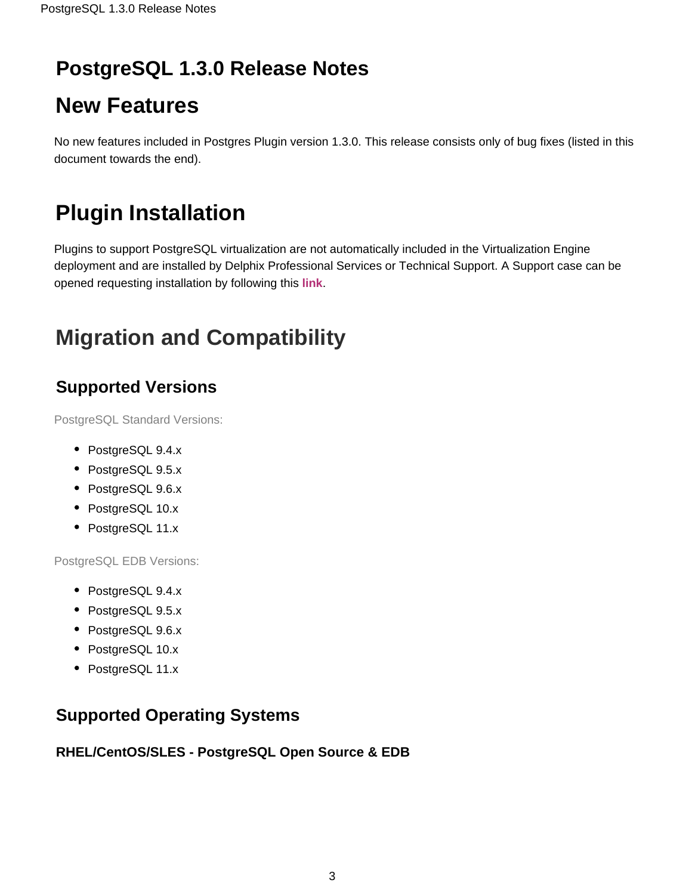# PostgreSQL 1.3.0 Release Notes

# New Features

No new features included in Postgres Plugin version 1.3.0. This release consists only of bug fixes (listed in this document towards the end).

# Plugin Installation

Plugins to support PostgreSQL virtualization are not automatically included in the Virtualization Engine deployment and are installed by Delphix Professional Services or Technical Support. A Support case can be opened requesting installation by following this **link**.

# Migration and Compatibility

## Supported Versions

PostgreSQL Standard Versions:

- PostgreSQL 9.4.x
- PostgreSQL 9.5.x
- PostgreSQL 9.6.x
- PostgreSQL 10.x
- PostgreSQL 11.x

PostgreSQL EDB Versions:

- PostgreSQL 9.4.x
- PostgreSQL 9.5.x
- PostgreSQL 9.6.x
- PostgreSQL 10.x
- PostgreSQL 11.x

## Supported Operating Systems

### RHEL/CentOS/SLES - PostgreSQL Open Source & EDB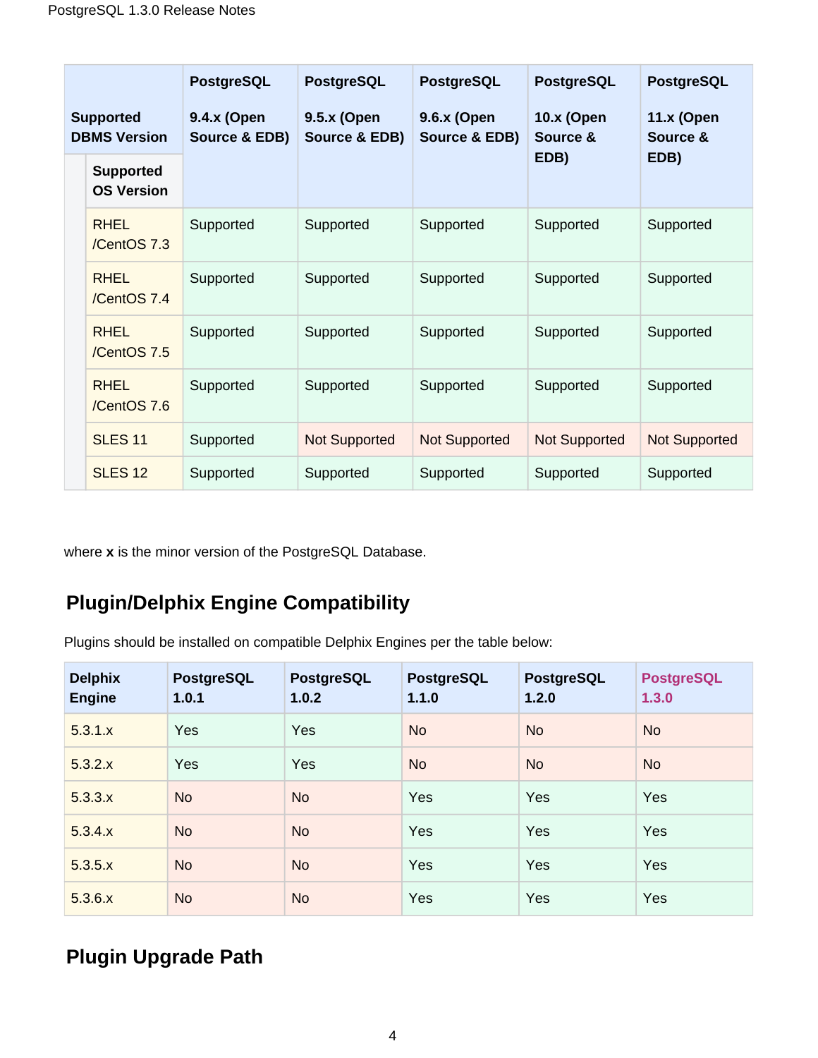| Supported DBMS Version / Supported OS Version | PostgreSQL 9.4.x (Open Source & EDB) | PostgreSQL 9.5.x (Open Source & EDB) | PostgreSQL 9.6.x (Open Source & EDB) | PostgreSQL 10.x (Open Source & EDB) | PostgreSQL 11.x (Open Source & EDB) |
|---|---|---|---|---|---|
| RHEL /CentOS 7.3 | Supported | Supported | Supported | Supported | Supported |
| RHEL /CentOS 7.4 | Supported | Supported | Supported | Supported | Supported |
| RHEL /CentOS 7.5 | Supported | Supported | Supported | Supported | Supported |
| RHEL /CentOS 7.6 | Supported | Supported | Supported | Supported | Supported |
| SLES 11 | Supported | Not Supported | Not Supported | Not Supported | Not Supported |
| SLES 12 | Supported | Supported | Supported | Supported | Supported |

where **x** is the minor version of the PostgreSQL Database.

## Plugin/Delphix Engine Compatibility

Plugins should be installed on compatible Delphix Engines per the table below:

| Delphix Engine | PostgreSQL 1.0.1 | PostgreSQL 1.0.2 | PostgreSQL 1.1.0 | PostgreSQL 1.2.0 | PostgreSQL 1.3.0 |
|---|---|---|---|---|---|
| 5.3.1.x | Yes | Yes | No | No | No |
| 5.3.2.x | Yes | Yes | No | No | No |
| 5.3.3.x | No | No | Yes | Yes | Yes |
| 5.3.4.x | No | No | Yes | Yes | Yes |
| 5.3.5.x | No | No | Yes | Yes | Yes |
| 5.3.6.x | No | No | Yes | Yes | Yes |

## Plugin Upgrade Path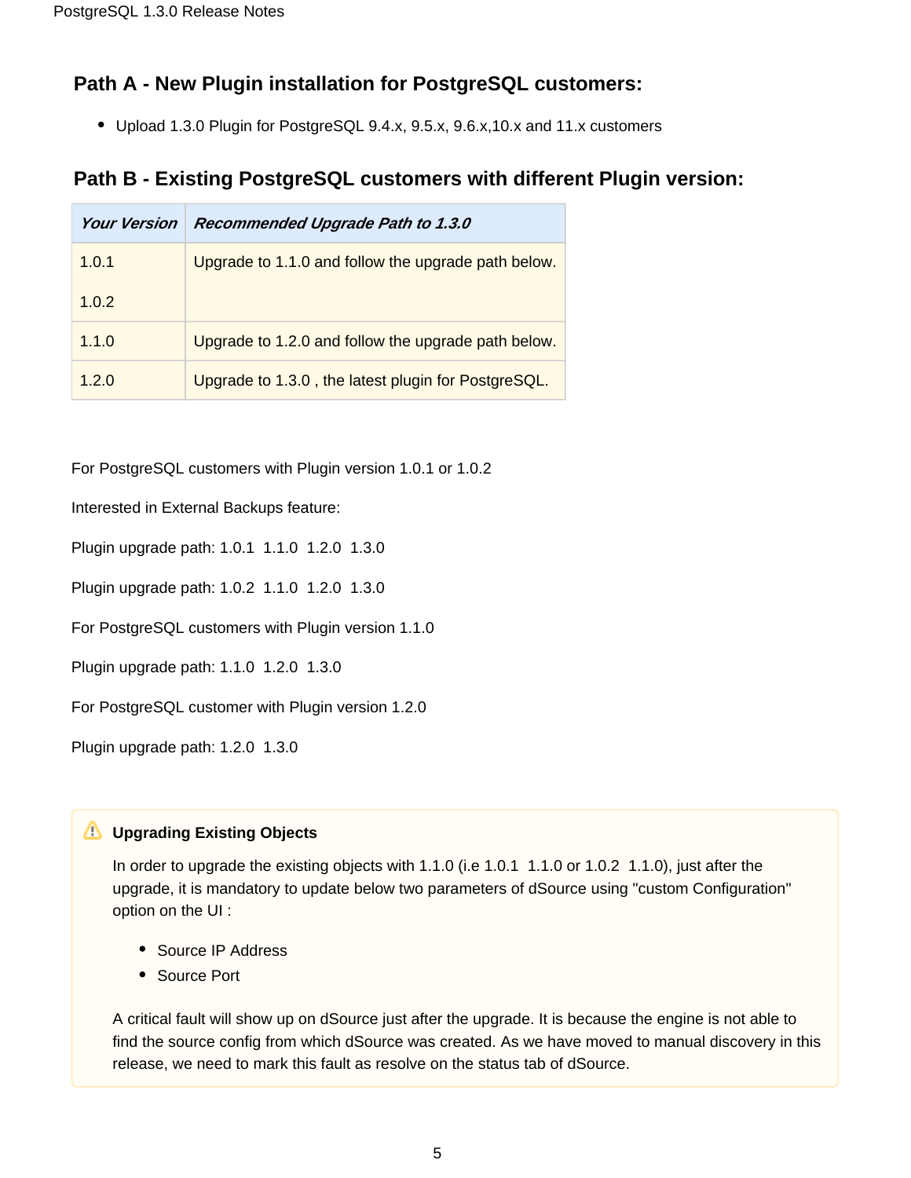## Path A - New Plugin installation for PostgreSQL customers:

- Upload 1.3.0 Plugin for PostgreSQL 9.4.x, 9.5.x, 9.6.x,10.x and 11.x customers

## Path B - Existing PostgreSQL customers with different Plugin version:

| *Your Version* | *Recommended Upgrade Path to 1.3.0* |
|---|---|
| 1.0.1<br><br>1.0.2 | Upgrade to 1.1.0 and follow the upgrade path below. |
| 1.1.0 | Upgrade to 1.2.0 and follow the upgrade path below. |
| 1.2.0 | Upgrade to 1.3.0 , the latest plugin for PostgreSQL. |

For PostgreSQL customers with Plugin version 1.0.1 or 1.0.2

Interested in External Backups feature:

Plugin upgrade path: 1.0.1  1.1.0  1.2.0  1.3.0

Plugin upgrade path: 1.0.2  1.1.0  1.2.0  1.3.0

For PostgreSQL customers with Plugin version 1.1.0

Plugin upgrade path: 1.1.0  1.2.0  1.3.0

For PostgreSQL customer with Plugin version 1.2.0

Plugin upgrade path: 1.2.0  1.3.0

> ⚠ **Upgrading Existing Objects**
>
> In order to upgrade the existing objects with 1.1.0 (i.e 1.0.1  1.1.0 or 1.0.2  1.1.0), just after the upgrade, it is mandatory to update below two parameters of dSource using "custom Configuration" option on the UI :
>
> - Source IP Address
> - Source Port
>
> A critical fault will show up on dSource just after the upgrade. It is because the engine is not able to find the source config from which dSource was created. As we have moved to manual discovery in this release, we need to mark this fault as resolve on the status tab of dSource.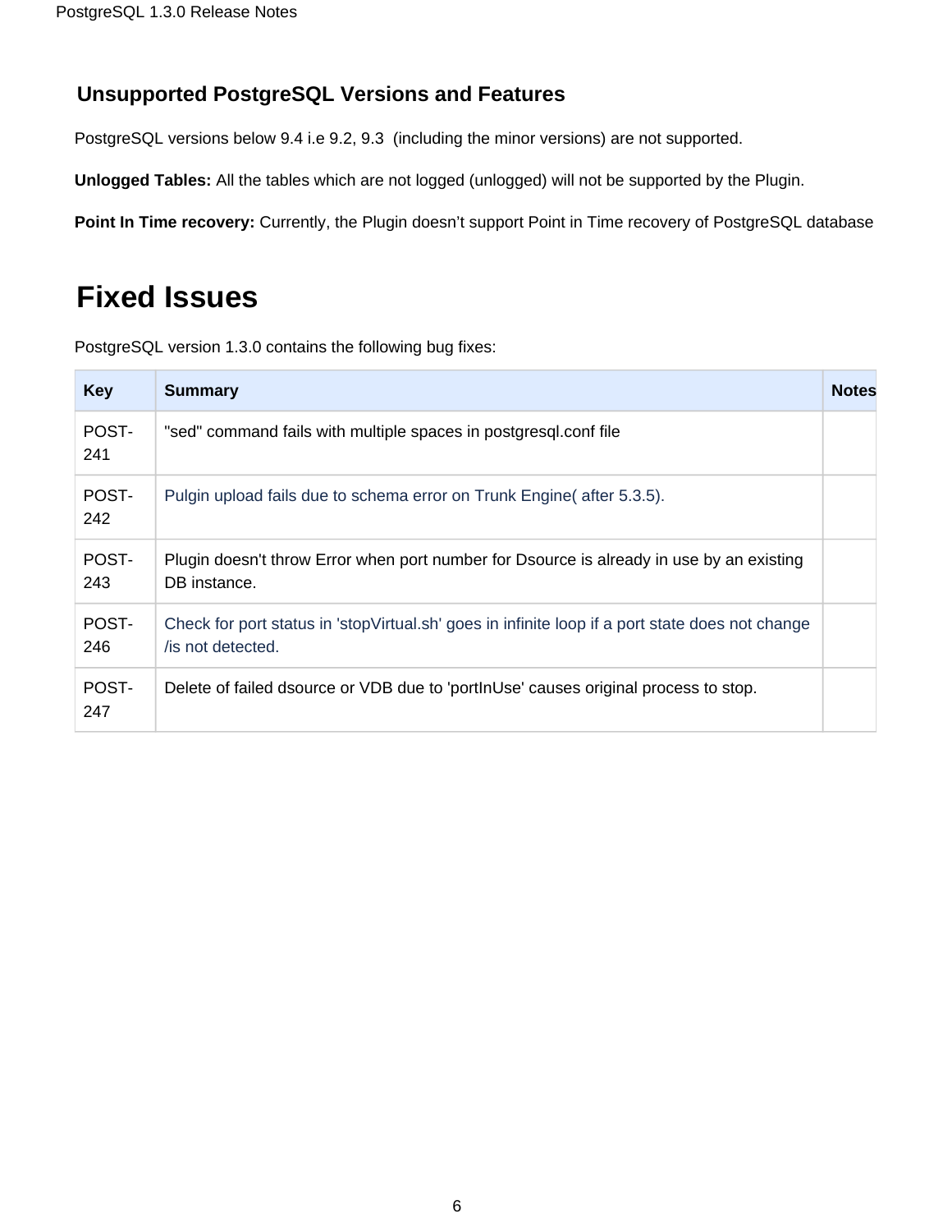## Unsupported PostgreSQL Versions and Features

PostgreSQL versions below 9.4 i.e 9.2, 9.3  (including the minor versions) are not supported.

**Unlogged Tables:** All the tables which are not logged (unlogged) will not be supported by the Plugin.

**Point In Time recovery:** Currently, the Plugin doesn't support Point in Time recovery of PostgreSQL database

# Fixed Issues

PostgreSQL version 1.3.0 contains the following bug fixes:

| Key | Summary | Notes |
| --- | --- | --- |
| POST-241 | "sed" command fails with multiple spaces in postgresql.conf file | |
| POST-242 | Pulgin upload fails due to schema error on Trunk Engine( after 5.3.5). | |
| POST-243 | Plugin doesn't throw Error when port number for Dsource is already in use by an existing DB instance. | |
| POST-246 | Check for port status in 'stopVirtual.sh' goes in infinite loop if a port state does not change /is not detected. | |
| POST-247 | Delete of failed dsource or VDB due to 'portInUse' causes original process to stop. | |